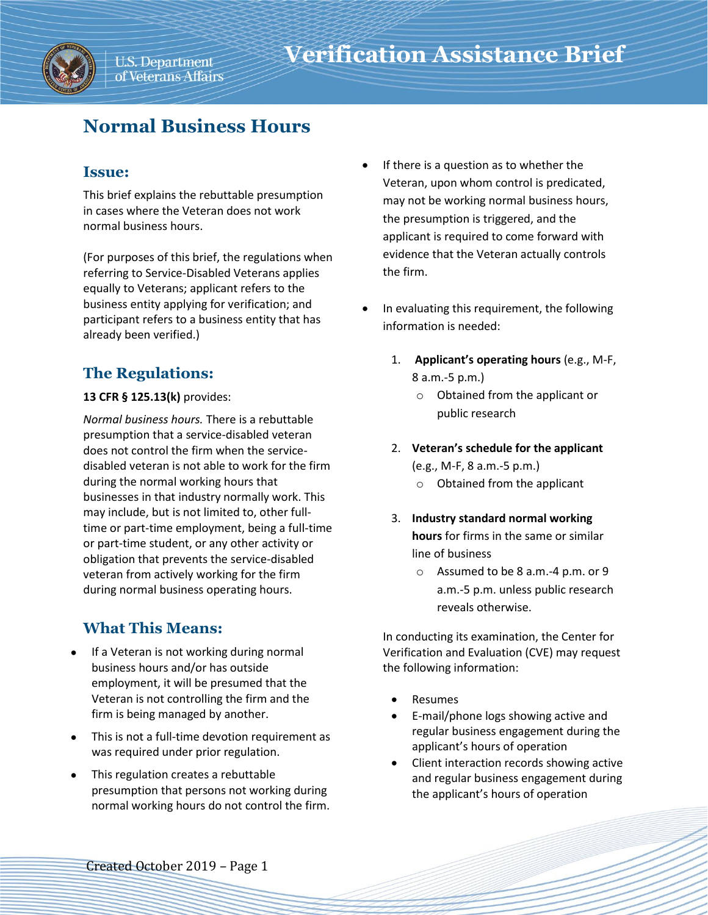# Verification Assistance Brief

## Normal Business Hours

### Issue:

This brief explains the rebuttable presumption in cases where the Veteran does not work normal business hours.

(For purposes of this brief, the regulations when referring to Service-Disabled Veterans applies equally to Veterans; applicant refers to the business entity applying for verification; and participant refers to a business entity that has already been verified.)

### The Regulations:

**13 CFR § 125.13(k)** provides:

*Normal business hours.* There is a rebuttable presumption that a service-disabled veteran does not control the firm when the service-disabled veteran is not able to work for the firm during the normal working hours that businesses in that industry normally work. This may include, but is not limited to, other full-time or part-time employment, being a full-time or part-time student, or any other activity or obligation that prevents the service-disabled veteran from actively working for the firm during normal business operating hours.

### What This Means:

- If a Veteran is not working during normal business hours and/or has outside employment, it will be presumed that the Veteran is not controlling the firm and the firm is being managed by another.
- This is not a full-time devotion requirement as was required under prior regulation.
- This regulation creates a rebuttable presumption that persons not working during normal working hours do not control the firm.
- If there is a question as to whether the Veteran, upon whom control is predicated, may not be working normal business hours, the presumption is triggered, and the applicant is required to come forward with evidence that the Veteran actually controls the firm.
- In evaluating this requirement, the following information is needed:

  1. **Applicant's operating hours** (e.g., M-F, 8 a.m.-5 p.m.)
     - Obtained from the applicant or public research
  2. **Veteran's schedule for the applicant** (e.g., M-F, 8 a.m.-5 p.m.)
     - Obtained from the applicant
  3. **Industry standard normal working hours** for firms in the same or similar line of business
     - Assumed to be 8 a.m.-4 p.m. or 9 a.m.-5 p.m. unless public research reveals otherwise.

In conducting its examination, the Center for Verification and Evaluation (CVE) may request the following information:

- Resumes
- E-mail/phone logs showing active and regular business engagement during the applicant's hours of operation
- Client interaction records showing active and regular business engagement during the applicant's hours of operation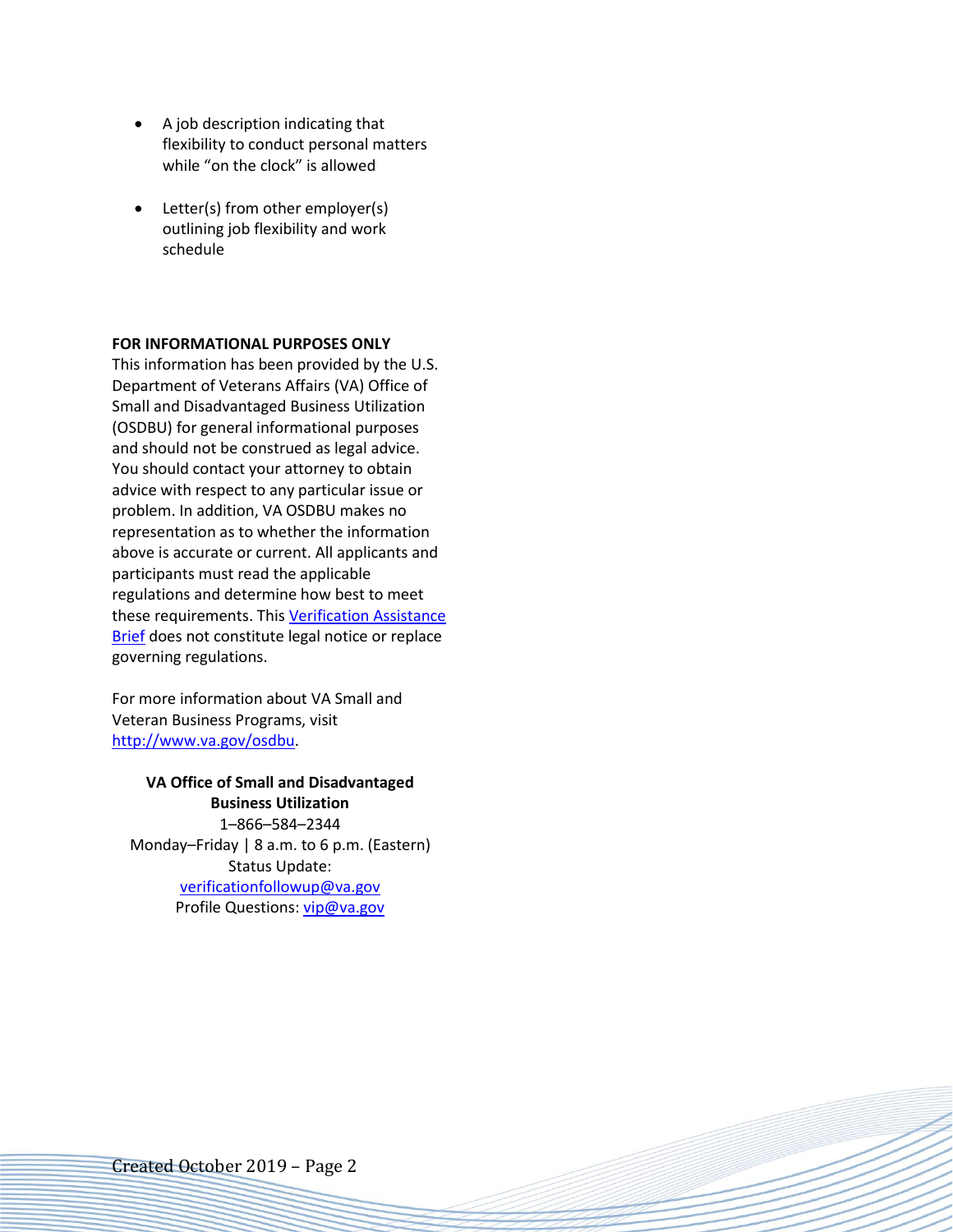- A job description indicating that flexibility to conduct personal matters while "on the clock" is allowed
- Letter(s) from other employer(s) outlining job flexibility and work schedule

**FOR INFORMATIONAL PURPOSES ONLY**
This information has been provided by the U.S. Department of Veterans Affairs (VA) Office of Small and Disadvantaged Business Utilization (OSDBU) for general informational purposes and should not be construed as legal advice. You should contact your attorney to obtain advice with respect to any particular issue or problem. In addition, VA OSDBU makes no representation as to whether the information above is accurate or current. All applicants and participants must read the applicable regulations and determine how best to meet these requirements. This Verification Assistance Brief does not constitute legal notice or replace governing regulations.

For more information about VA Small and Veteran Business Programs, visit http://www.va.gov/osdbu.

**VA Office of Small and Disadvantaged Business Utilization**
1–866–584–2344
Monday–Friday | 8 a.m. to 6 p.m. (Eastern)
Status Update:
verificationfollowup@va.gov
Profile Questions: vip@va.gov

Created October 2019